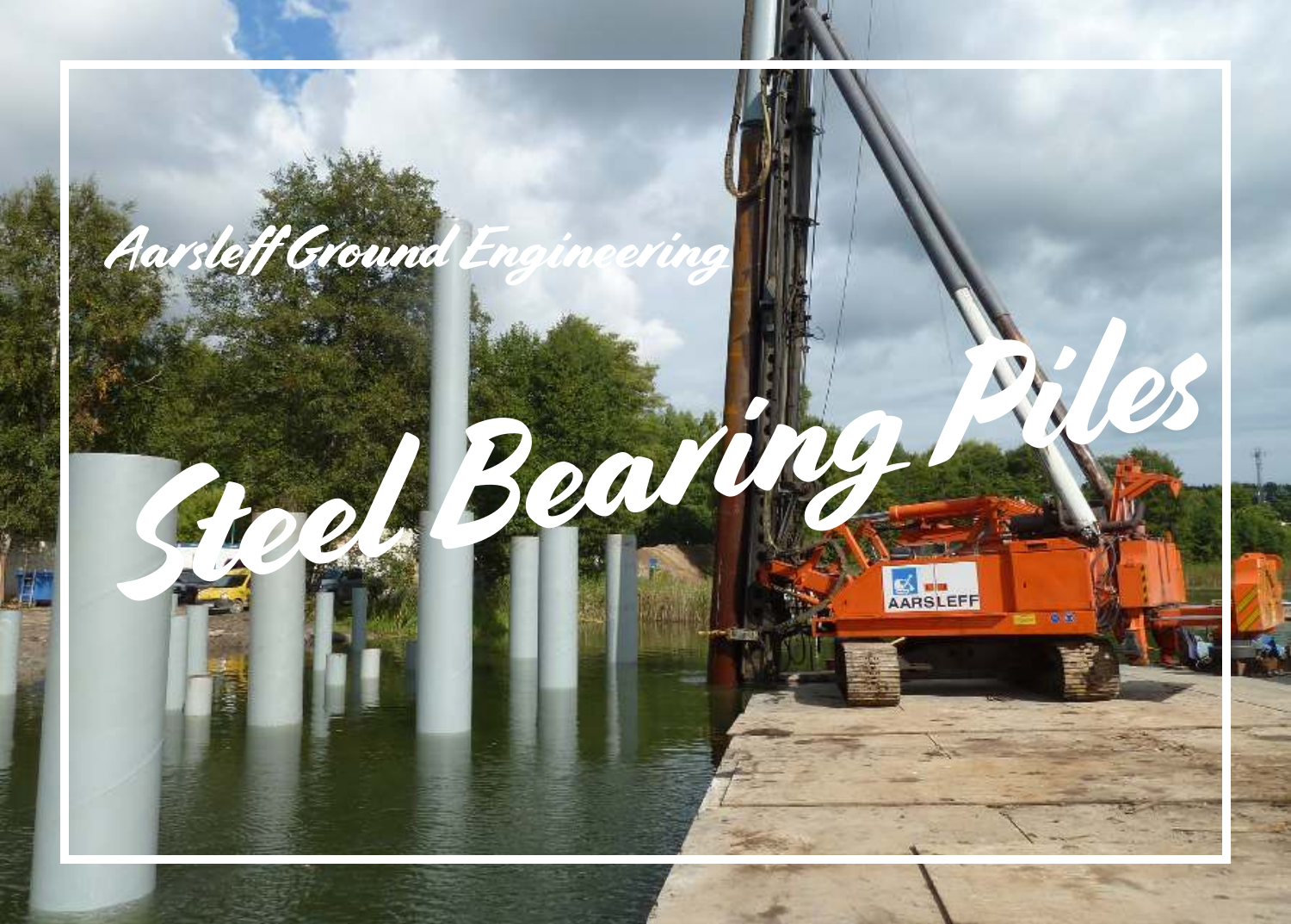Aarsleff Ground Engineering

# Steel Bearing Piles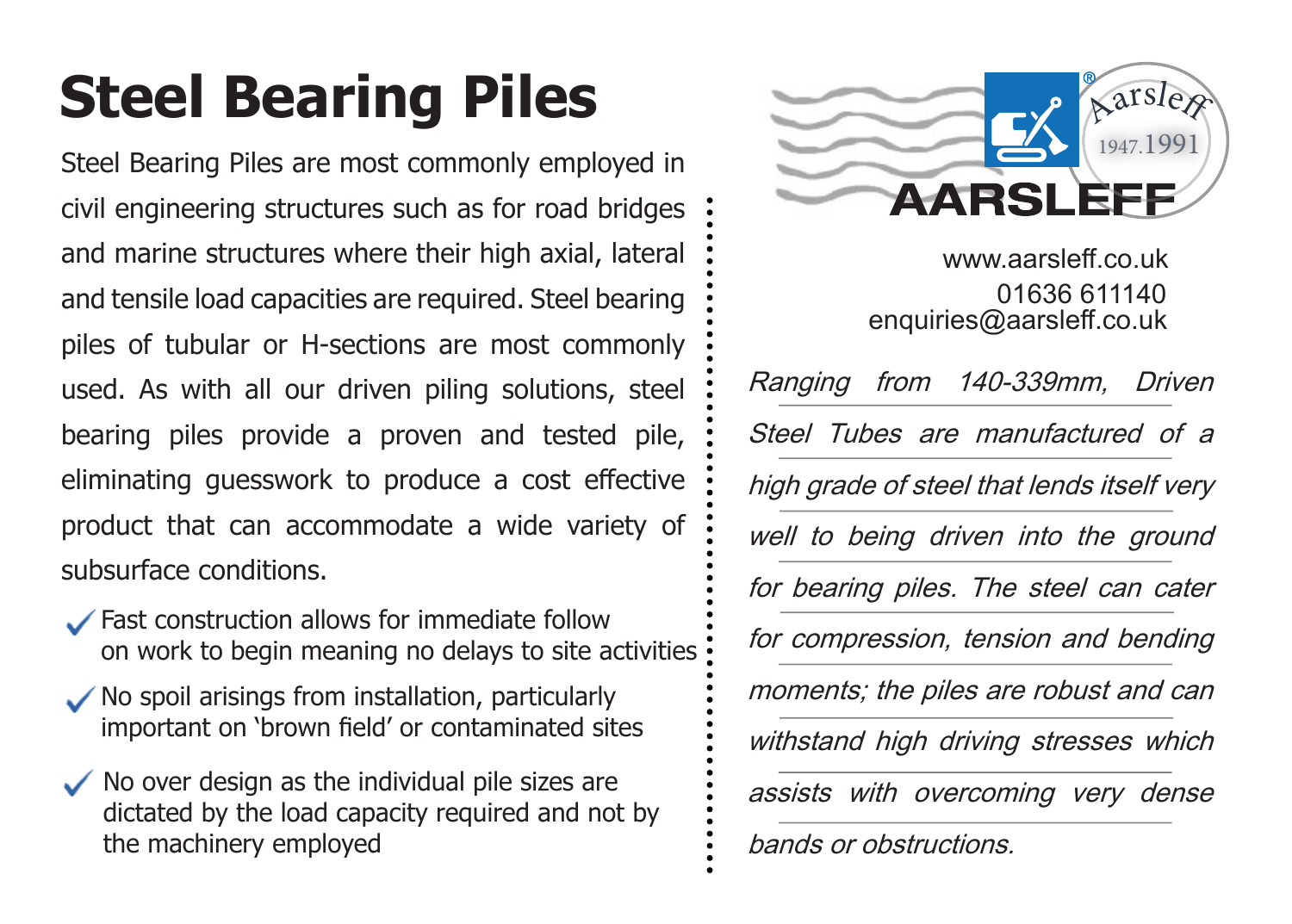# Steel Bearing Piles

Steel Bearing Piles are most commonly employed in civil engineering structures such as for road bridges and marine structures where their high axial, lateral and tensile load capacities are required. Steel bearing piles of tubular or H-sections are most commonly used. As with all our driven piling solutions, steel bearing piles provide a proven and tested pile, eliminating guesswork to produce a cost effective product that can accommodate a wide variety of subsurface conditions.

- ✓ Fast construction allows for immediate follow on work to begin meaning no delays to site activities
- ✓ No spoil arisings from installation, particularly important on 'brown field' or contaminated sites
- ✓ No over design as the individual pile sizes are dictated by the load capacity required and not by the machinery employed

Aarsleff 1947.1991

AARSLEFF

www.aarsleff.co.uk
01636 611140
enquiries@aarsleff.co.uk

*Ranging from 140-339mm, Driven Steel Tubes are manufactured of a high grade of steel that lends itself very well to being driven into the ground for bearing piles. The steel can cater for compression, tension and bending moments; the piles are robust and can withstand high driving stresses which assists with overcoming very dense bands or obstructions.*